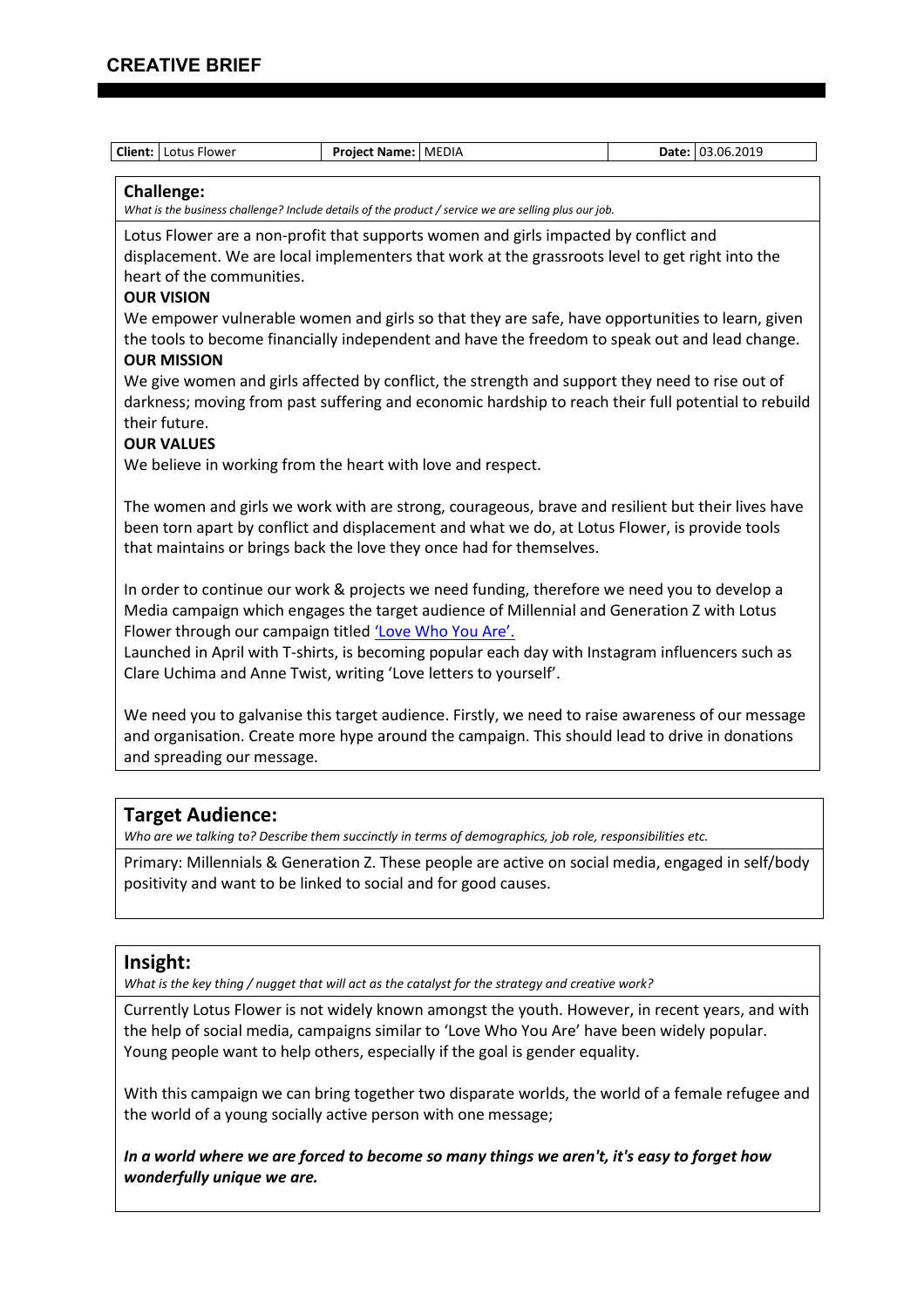# CREATIVE BRIEF

| Client: | Lotus Flower | Project Name: | MEDIA | Date: | 03.06.2019 |
|---|---|---|---|---|---|

## Challenge:

*What is the business challenge? Include details of the product / service we are selling plus our job.*

Lotus Flower are a non-profit that supports women and girls impacted by conflict and displacement. We are local implementers that work at the grassroots level to get right into the heart of the communities.

**OUR VISION**

We empower vulnerable women and girls so that they are safe, have opportunities to learn, given the tools to become financially independent and have the freedom to speak out and lead change.

**OUR MISSION**

We give women and girls affected by conflict, the strength and support they need to rise out of darkness; moving from past suffering and economic hardship to reach their full potential to rebuild their future.

**OUR VALUES**

We believe in working from the heart with love and respect.

The women and girls we work with are strong, courageous, brave and resilient but their lives have been torn apart by conflict and displacement and what we do, at Lotus Flower, is provide tools that maintains or brings back the love they once had for themselves.

In order to continue our work & projects we need funding, therefore we need you to develop a Media campaign which engages the target audience of Millennial and Generation Z with Lotus Flower through our campaign titled 'Love Who You Are'.

Launched in April with T-shirts, is becoming popular each day with Instagram influencers such as Clare Uchima and Anne Twist, writing 'Love letters to yourself'.

We need you to galvanise this target audience. Firstly, we need to raise awareness of our message and organisation. Create more hype around the campaign. This should lead to drive in donations and spreading our message.

## Target Audience:

*Who are we talking to? Describe them succinctly in terms of demographics, job role, responsibilities etc.*

Primary: Millennials & Generation Z. These people are active on social media, engaged in self/body positivity and want to be linked to social and for good causes.

## Insight:

*What is the key thing / nugget that will act as the catalyst for the strategy and creative work?*

Currently Lotus Flower is not widely known amongst the youth. However, in recent years, and with the help of social media, campaigns similar to 'Love Who You Are' have been widely popular. Young people want to help others, especially if the goal is gender equality.

With this campaign we can bring together two disparate worlds, the world of a female refugee and the world of a young socially active person with one message;

***In a world where we are forced to become so many things we aren't, it's easy to forget how wonderfully unique we are.***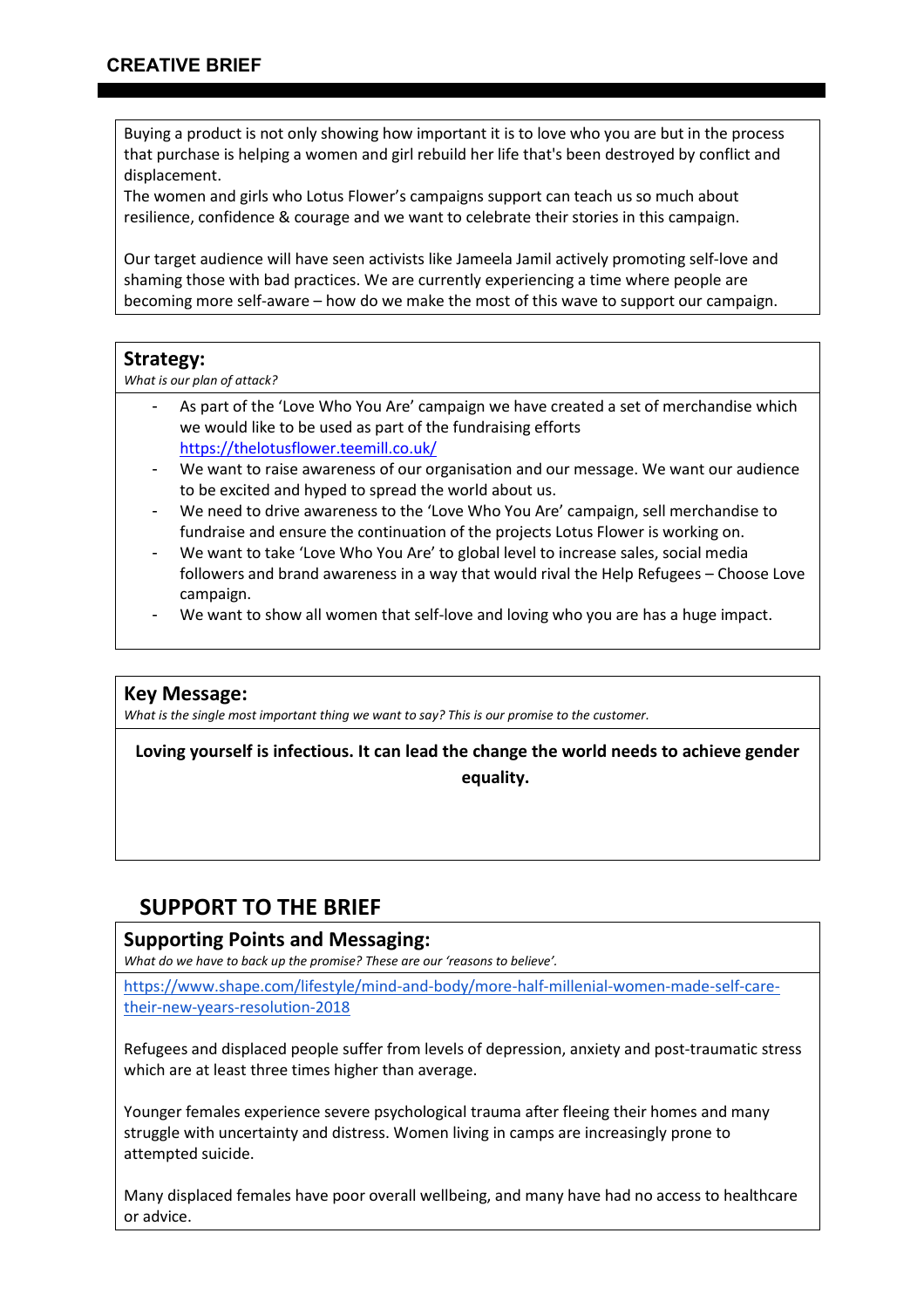## CREATIVE BRIEF

Buying a product is not only showing how important it is to love who you are but in the process that purchase is helping a women and girl rebuild her life that's been destroyed by conflict and displacement.
The women and girls who Lotus Flower's campaigns support can teach us so much about resilience, confidence & courage and we want to celebrate their stories in this campaign.

Our target audience will have seen activists like Jameela Jamil actively promoting self-love and shaming those with bad practices. We are currently experiencing a time where people are becoming more self-aware – how do we make the most of this wave to support our campaign.

### Strategy:

*What is our plan of attack?*

- As part of the 'Love Who You Are' campaign we have created a set of merchandise which we would like to be used as part of the fundraising efforts https://thelotusflower.teemill.co.uk/
- We want to raise awareness of our organisation and our message. We want our audience to be excited and hyped to spread the world about us.
- We need to drive awareness to the 'Love Who You Are' campaign, sell merchandise to fundraise and ensure the continuation of the projects Lotus Flower is working on.
- We want to take 'Love Who You Are' to global level to increase sales, social media followers and brand awareness in a way that would rival the Help Refugees – Choose Love campaign.
- We want to show all women that self-love and loving who you are has a huge impact.

### Key Message:

*What is the single most important thing we want to say? This is our promise to the customer.*

**Loving yourself is infectious. It can lead the change the world needs to achieve gender equality.**

## SUPPORT TO THE BRIEF

### Supporting Points and Messaging:

*What do we have to back up the promise? These are our 'reasons to believe'.*

https://www.shape.com/lifestyle/mind-and-body/more-half-millenial-women-made-self-care-their-new-years-resolution-2018

Refugees and displaced people suffer from levels of depression, anxiety and post-traumatic stress which are at least three times higher than average.

Younger females experience severe psychological trauma after fleeing their homes and many struggle with uncertainty and distress. Women living in camps are increasingly prone to attempted suicide.

Many displaced females have poor overall wellbeing, and many have had no access to healthcare or advice.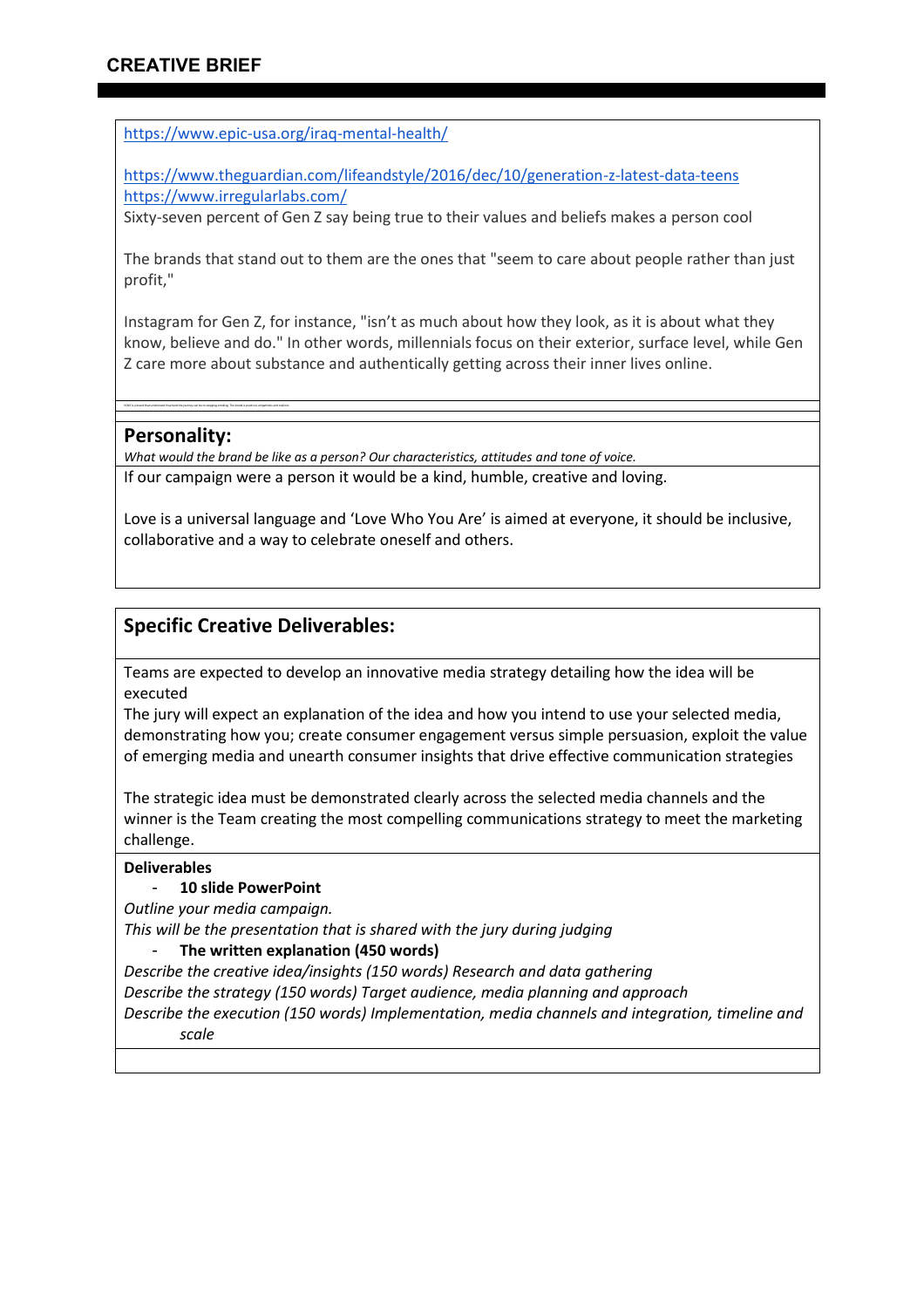## CREATIVE BRIEF

https://www.epic-usa.org/iraq-mental-health/

https://www.theguardian.com/lifeandstyle/2016/dec/10/generation-z-latest-data-teens
https://www.irregularlabs.com/
Sixty-seven percent of Gen Z say being true to their values and beliefs makes a person cool

The brands that stand out to them are the ones that "seem to care about people rather than just profit,"

Instagram for Gen Z, for instance, "isn't as much about how they look, as it is about what they know, believe and do." In other words, millennials focus on their exterior, surface level, while Gen Z care more about substance and authentically getting across their inner lives online.

### Personality:

*What would the brand be like as a person? Our characteristics, attitudes and tone of voice.*

If our campaign were a person it would be a kind, humble, creative and loving.

Love is a universal language and 'Love Who You Are' is aimed at everyone, it should be inclusive, collaborative and a way to celebrate oneself and others.

### Specific Creative Deliverables:

Teams are expected to develop an innovative media strategy detailing how the idea will be executed
The jury will expect an explanation of the idea and how you intend to use your selected media, demonstrating how you; create consumer engagement versus simple persuasion, exploit the value of emerging media and unearth consumer insights that drive effective communication strategies

The strategic idea must be demonstrated clearly across the selected media channels and the winner is the Team creating the most compelling communications strategy to meet the marketing challenge.

**Deliverables**

- **10 slide PowerPoint**

*Outline your media campaign.*
*This will be the presentation that is shared with the jury during judging*

- **The written explanation (450 words)**

*Describe the creative idea/insights (150 words) Research and data gathering*
*Describe the strategy (150 words) Target audience, media planning and approach*
*Describe the execution (150 words) Implementation, media channels and integration, timeline and scale*